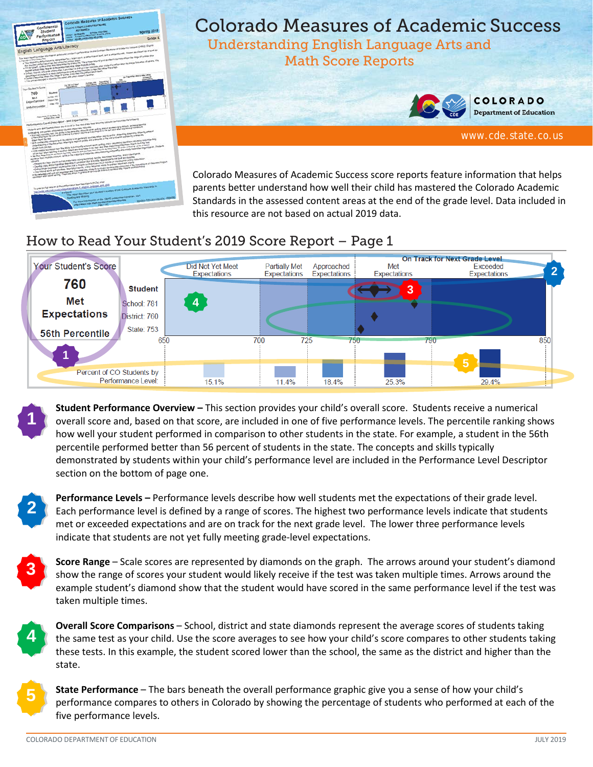# Colorado Measures of Academic Success

## Understanding English Language Arts and Math Score Reports

COLORADO Department of Education

www.cde.state.co.us

Colorado Measures of Academic Success score reports feature information that helps parents better understand how well their child has mastered the Colorado Academic Standards in the assessed content areas at the end of the grade level. Data included in this resource are not based on actual 2019 data.

## How to Read Your Student's 2019 Score Report – Page 1

**1. Student Performance Overview –** This section provides your child's overall score. Students receive a numerical overall score and, based on that score, are included in one of five performance levels. The percentile ranking shows how well your student performed in comparison to other students in the state. For example, a student in the 56th percentile performed better than 56 percent of students in the state. The concepts and skills typically demonstrated by students within your child's performance level are included in the Performance Level Descriptor section on the bottom of page one.

**2. Performance Levels –** Performance levels describe how well students met the expectations of their grade level. Each performance level is defined by a range of scores. The highest two performance levels indicate that students met or exceeded expectations and are on track for the next grade level. The lower three performance levels indicate that students are not yet fully meeting grade-level expectations.

**3. Score Range** – Scale scores are represented by diamonds on the graph. The arrows around your student's diamond show the range of scores your student would likely receive if the test was taken multiple times. Arrows around the example student's diamond show that the student would have scored in the same performance level if the test was taken multiple times.

**4. Overall Score Comparisons** – School, district and state diamonds represent the average scores of students taking the same test as your child. Use the score averages to see how your child's score compares to other students taking these tests. In this example, the student scored lower than the school, the same as the district and higher than the state.

**5. State Performance** – The bars beneath the overall performance graphic give you a sense of how your child's performance compares to others in Colorado by showing the percentage of students who performed at each of the five performance levels.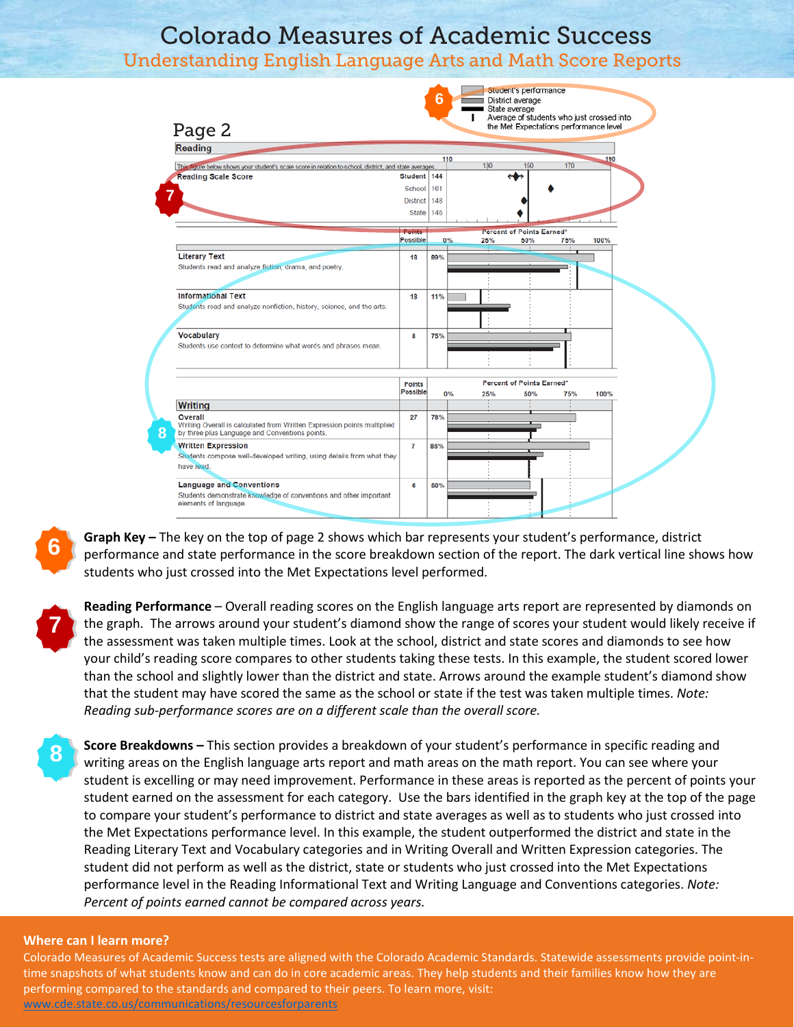# Colorado Measures of Academic Success

## Understanding English Language Arts and Math Score Reports

6

Student's performance
District average
State average
Average of students who just crossed into the Met Expectations performance level

Page 2

Reading

This figure below shows your student's scale score in relation to school, district, and state averages.

110 130 150 170 190

7

Reading Scale Score
Student 144
School 161
District 148
State 146

Points Possible
Percent of Points Earned*
0% 25% 50% 75% 100%

Literary Text
Students read and analyze fiction, drama, and poetry.
18 89%

Informational Text
Students read and analyze nonfiction, history, science, and the arts.
18 11%

Vocabulary
Students use context to determine what words and phrases mean.
8 75%

Points Possible
Percent of Points Earned*
0% 25% 50% 75% 100%

Writing

8

Overall
Writing Overall is calculated from Written Expression points multiplied by three plus Language and Conventions points.
27 78%

Written Expression
Students compose well-developed writing, using details from what they have read.
7 86%

Language and Conventions
Students demonstrate knowledge of conventions and other important elements of language.
6 50%

6 **Graph Key –** The key on the top of page 2 shows which bar represents your student's performance, district performance and state performance in the score breakdown section of the report. The dark vertical line shows how students who just crossed into the Met Expectations level performed.

7 **Reading Performance** – Overall reading scores on the English language arts report are represented by diamonds on the graph. The arrows around your student's diamond show the range of scores your student would likely receive if the assessment was taken multiple times. Look at the school, district and state scores and diamonds to see how your child's reading score compares to other students taking these tests. In this example, the student scored lower than the school and slightly lower than the district and state. Arrows around the example student's diamond show that the student may have scored the same as the school or state if the test was taken multiple times. *Note: Reading sub-performance scores are on a different scale than the overall score.*

8 **Score Breakdowns –** This section provides a breakdown of your student's performance in specific reading and writing areas on the English language arts report and math areas on the math report. You can see where your student is excelling or may need improvement. Performance in these areas is reported as the percent of points your student earned on the assessment for each category. Use the bars identified in the graph key at the top of the page to compare your student's performance to district and state averages as well as to students who just crossed into the Met Expectations performance level. In this example, the student outperformed the district and state in the Reading Literary Text and Vocabulary categories and in Writing Overall and Written Expression categories. The student did not perform as well as the district, state or students who just crossed into the Met Expectations performance level in the Reading Informational Text and Writing Language and Conventions categories. *Note: Percent of points earned cannot be compared across years.*

**Where can I learn more?**

Colorado Measures of Academic Success tests are aligned with the Colorado Academic Standards. Statewide assessments provide point-in-time snapshots of what students know and can do in core academic areas. They help students and their families know how they are performing compared to the standards and compared to their peers. To learn more, visit: www.cde.state.co.us/communications/resourcesforparents